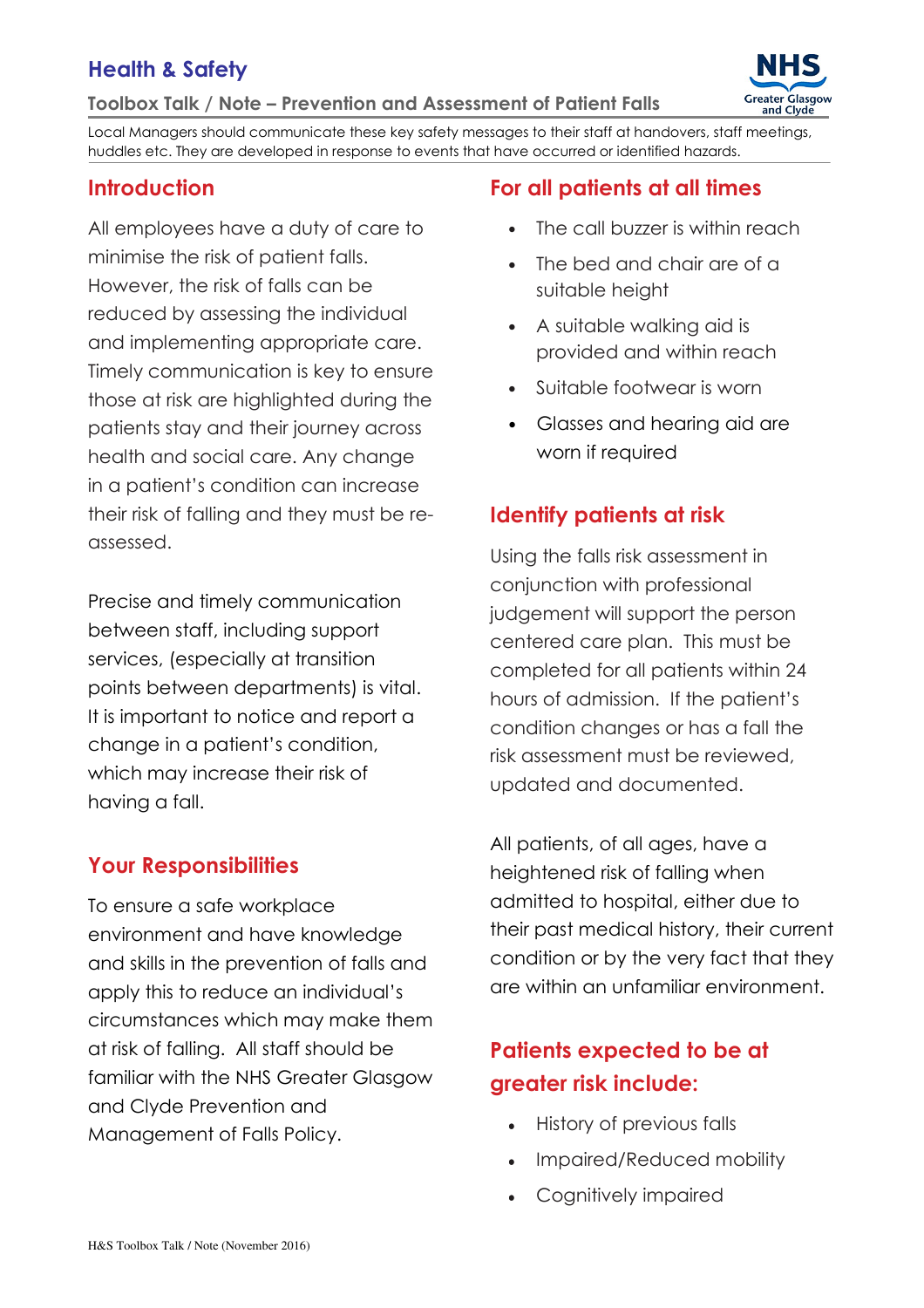# Health & Safety

**Toolbox Talk / Note – Prevention and Assessment of Patient Falls**

Local Managers should communicate these key safety messages to their staff at handovers, staff meetings, huddles etc. They are developed in response to events that have occurred or identified hazards.

## Introduction

All employees have a duty of care to minimise the risk of patient falls. However, the risk of falls can be reduced by assessing the individual and implementing appropriate care. Timely communication is key to ensure those at risk are highlighted during the patients stay and their journey across health and social care. Any change in a patient's condition can increase their risk of falling and they must be re-assessed.

Precise and timely communication between staff, including support services, (especially at transition points between departments) is vital. It is important to notice and report a change in a patient's condition, which may increase their risk of having a fall.

## Your Responsibilities

To ensure a safe workplace environment and have knowledge and skills in the prevention of falls and apply this to reduce an individual's circumstances which may make them at risk of falling. All staff should be familiar with the NHS Greater Glasgow and Clyde Prevention and Management of Falls Policy.

## For all patients at all times

- The call buzzer is within reach
- The bed and chair are of a suitable height
- A suitable walking aid is provided and within reach
- Suitable footwear is worn
- Glasses and hearing aid are worn if required

## Identify patients at risk

Using the falls risk assessment in conjunction with professional judgement will support the person centered care plan. This must be completed for all patients within 24 hours of admission. If the patient's condition changes or has a fall the risk assessment must be reviewed, updated and documented.

All patients, of all ages, have a heightened risk of falling when admitted to hospital, either due to their past medical history, their current condition or by the very fact that they are within an unfamiliar environment.

## Patients expected to be at greater risk include:

- History of previous falls
- Impaired/Reduced mobility
- Cognitively impaired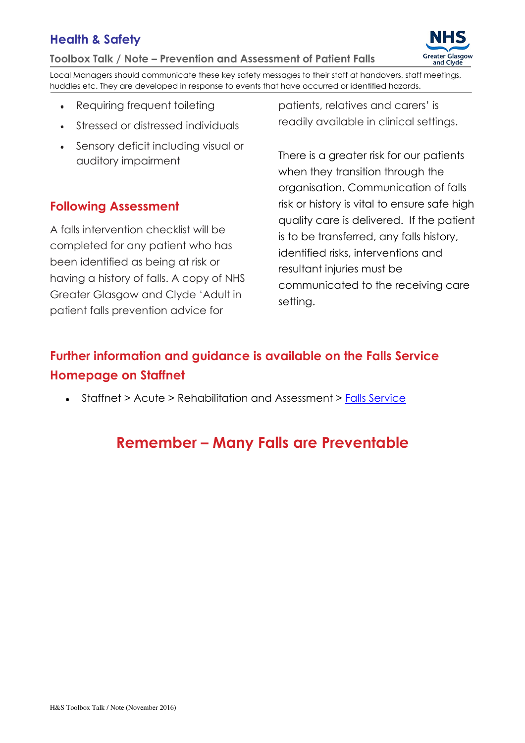- Requiring frequent toileting
- Stressed or distressed individuals
- Sensory deficit including visual or auditory impairment

## Following Assessment

A falls intervention checklist will be completed for any patient who has been identified as being at risk or having a history of falls. A copy of NHS Greater Glasgow and Clyde 'Adult in patient falls prevention advice for patients, relatives and carers' is readily available in clinical settings.

There is a greater risk for our patients when they transition through the organisation. Communication of falls risk or history is vital to ensure safe high quality care is delivered. If the patient is to be transferred, any falls history, identified risks, interventions and resultant injuries must be communicated to the receiving care setting.

## Further information and guidance is available on the Falls Service Homepage on Staffnet

- Staffnet > Acute > Rehabilitation and Assessment > Falls Service

# Remember – Many Falls are Preventable